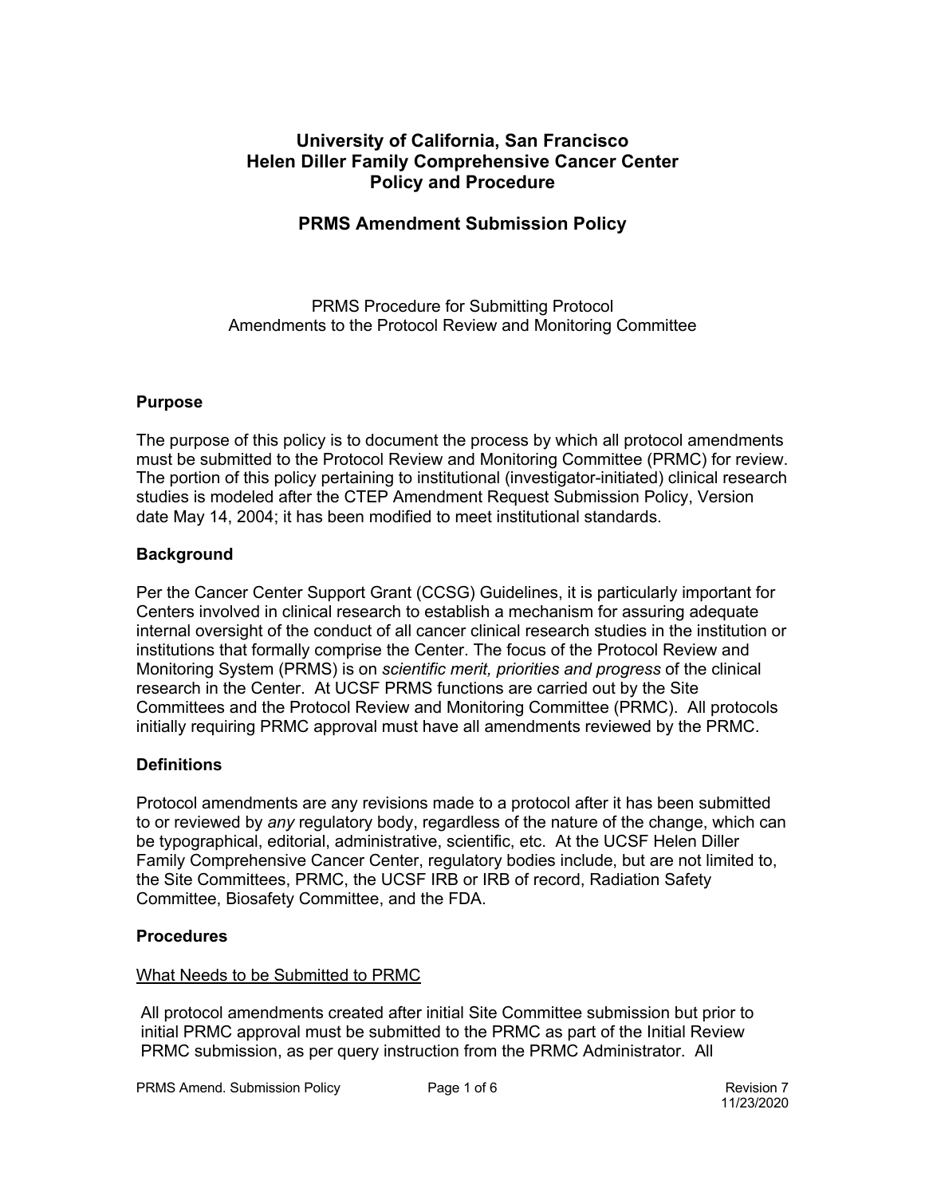# University of California, San Francisco
# Helen Diller Family Comprehensive Cancer Center
# Policy and Procedure

## PRMS Amendment Submission Policy

PRMS Procedure for Submitting Protocol
Amendments to the Protocol Review and Monitoring Committee

### Purpose

The purpose of this policy is to document the process by which all protocol amendments must be submitted to the Protocol Review and Monitoring Committee (PRMC) for review. The portion of this policy pertaining to institutional (investigator-initiated) clinical research studies is modeled after the CTEP Amendment Request Submission Policy, Version date May 14, 2004; it has been modified to meet institutional standards.

### Background

Per the Cancer Center Support Grant (CCSG) Guidelines, it is particularly important for Centers involved in clinical research to establish a mechanism for assuring adequate internal oversight of the conduct of all cancer clinical research studies in the institution or institutions that formally comprise the Center. The focus of the Protocol Review and Monitoring System (PRMS) is on *scientific merit, priorities and progress* of the clinical research in the Center. At UCSF PRMS functions are carried out by the Site Committees and the Protocol Review and Monitoring Committee (PRMC). All protocols initially requiring PRMC approval must have all amendments reviewed by the PRMC.

### Definitions

Protocol amendments are any revisions made to a protocol after it has been submitted to or reviewed by *any* regulatory body, regardless of the nature of the change, which can be typographical, editorial, administrative, scientific, etc. At the UCSF Helen Diller Family Comprehensive Cancer Center, regulatory bodies include, but are not limited to, the Site Committees, PRMC, the UCSF IRB or IRB of record, Radiation Safety Committee, Biosafety Committee, and the FDA.

### Procedures

What Needs to be Submitted to PRMC

All protocol amendments created after initial Site Committee submission but prior to initial PRMC approval must be submitted to the PRMC as part of the Initial Review PRMC submission, as per query instruction from the PRMC Administrator. All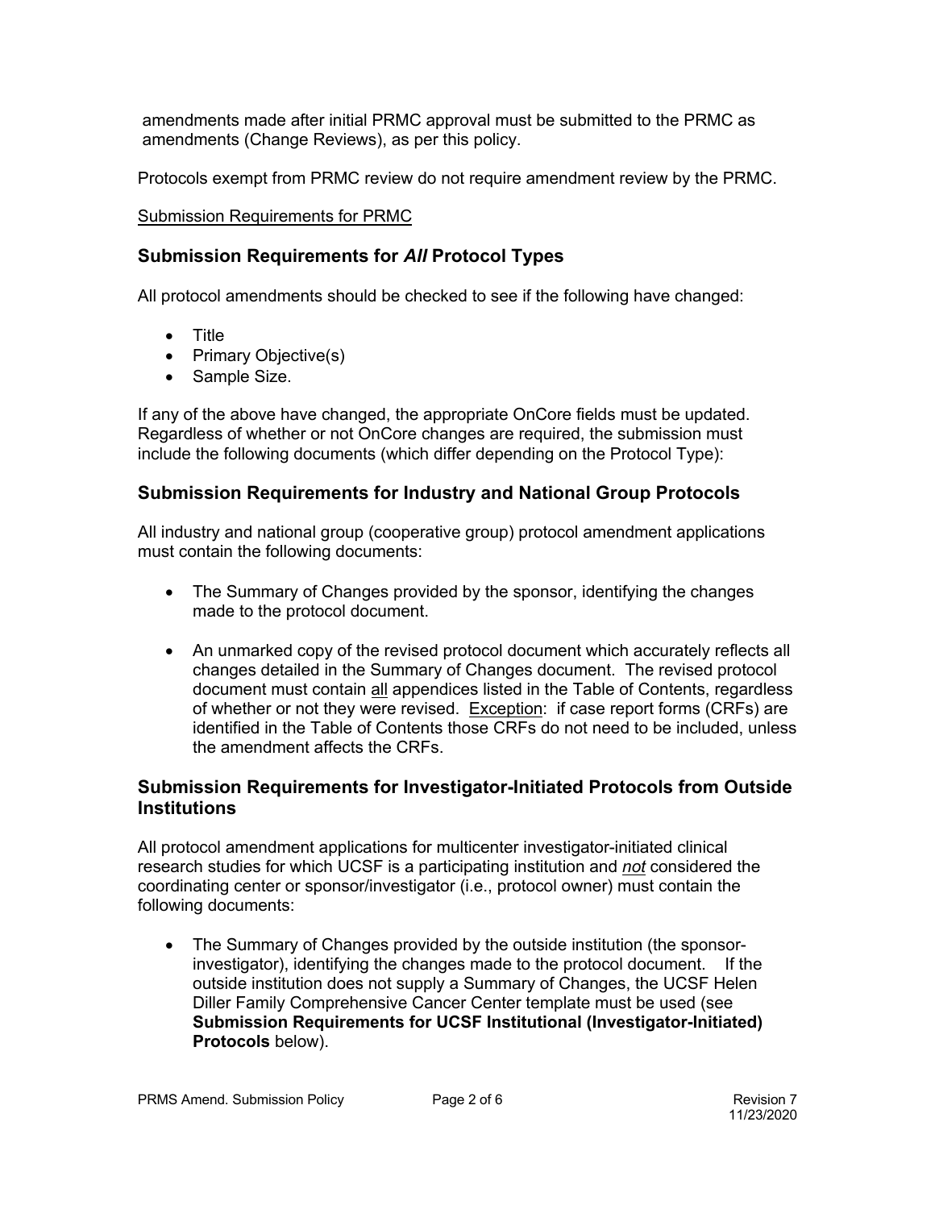amendments made after initial PRMC approval must be submitted to the PRMC as amendments (Change Reviews), as per this policy.

Protocols exempt from PRMC review do not require amendment review by the PRMC.

Submission Requirements for PRMC

## Submission Requirements for *All* Protocol Types

All protocol amendments should be checked to see if the following have changed:

- Title
- Primary Objective(s)
- Sample Size.

If any of the above have changed, the appropriate OnCore fields must be updated. Regardless of whether or not OnCore changes are required, the submission must include the following documents (which differ depending on the Protocol Type):

## Submission Requirements for Industry and National Group Protocols

All industry and national group (cooperative group) protocol amendment applications must contain the following documents:

- The Summary of Changes provided by the sponsor, identifying the changes made to the protocol document.

- An unmarked copy of the revised protocol document which accurately reflects all changes detailed in the Summary of Changes document. The revised protocol document must contain all appendices listed in the Table of Contents, regardless of whether or not they were revised. Exception: if case report forms (CRFs) are identified in the Table of Contents those CRFs do not need to be included, unless the amendment affects the CRFs.

## Submission Requirements for Investigator-Initiated Protocols from Outside Institutions

All protocol amendment applications for multicenter investigator-initiated clinical research studies for which UCSF is a participating institution and *not* considered the coordinating center or sponsor/investigator (i.e., protocol owner) must contain the following documents:

- The Summary of Changes provided by the outside institution (the sponsor-investigator), identifying the changes made to the protocol document. If the outside institution does not supply a Summary of Changes, the UCSF Helen Diller Family Comprehensive Cancer Center template must be used (see **Submission Requirements for UCSF Institutional (Investigator-Initiated) Protocols** below).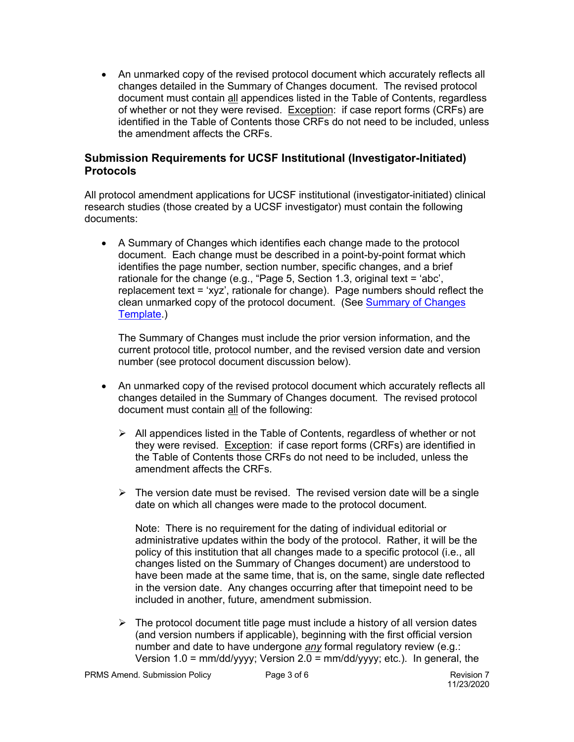- An unmarked copy of the revised protocol document which accurately reflects all changes detailed in the Summary of Changes document. The revised protocol document must contain <u>all</u> appendices listed in the Table of Contents, regardless of whether or not they were revised. <u>Exception</u>: if case report forms (CRFs) are identified in the Table of Contents those CRFs do not need to be included, unless the amendment affects the CRFs.

## Submission Requirements for UCSF Institutional (Investigator-Initiated) Protocols

All protocol amendment applications for UCSF institutional (investigator-initiated) clinical research studies (those created by a UCSF investigator) must contain the following documents:

- A Summary of Changes which identifies each change made to the protocol document. Each change must be described in a point-by-point format which identifies the page number, section number, specific changes, and a brief rationale for the change (e.g., "Page 5, Section 1.3, original text = 'abc', replacement text = 'xyz', rationale for change). Page numbers should reflect the clean unmarked copy of the protocol document. (See [Summary of Changes Template](#).)

  The Summary of Changes must include the prior version information, and the current protocol title, protocol number, and the revised version date and version number (see protocol document discussion below).

- An unmarked copy of the revised protocol document which accurately reflects all changes detailed in the Summary of Changes document. The revised protocol document must contain <u>all</u> of the following:

  - All appendices listed in the Table of Contents, regardless of whether or not they were revised. <u>Exception</u>: if case report forms (CRFs) are identified in the Table of Contents those CRFs do not need to be included, unless the amendment affects the CRFs.

  - The version date must be revised. The revised version date will be a single date on which all changes were made to the protocol document.

    Note: There is no requirement for the dating of individual editorial or administrative updates within the body of the protocol. Rather, it will be the policy of this institution that all changes made to a specific protocol (i.e., all changes listed on the Summary of Changes document) are understood to have been made at the same time, that is, on the same, single date reflected in the version date. Any changes occurring after that timepoint need to be included in another, future, amendment submission.

  - The protocol document title page must include a history of all version dates (and version numbers if applicable), beginning with the first official version number and date to have undergone <u>*any*</u> formal regulatory review (e.g.: Version 1.0 = mm/dd/yyyy; Version 2.0 = mm/dd/yyyy; etc.). In general, the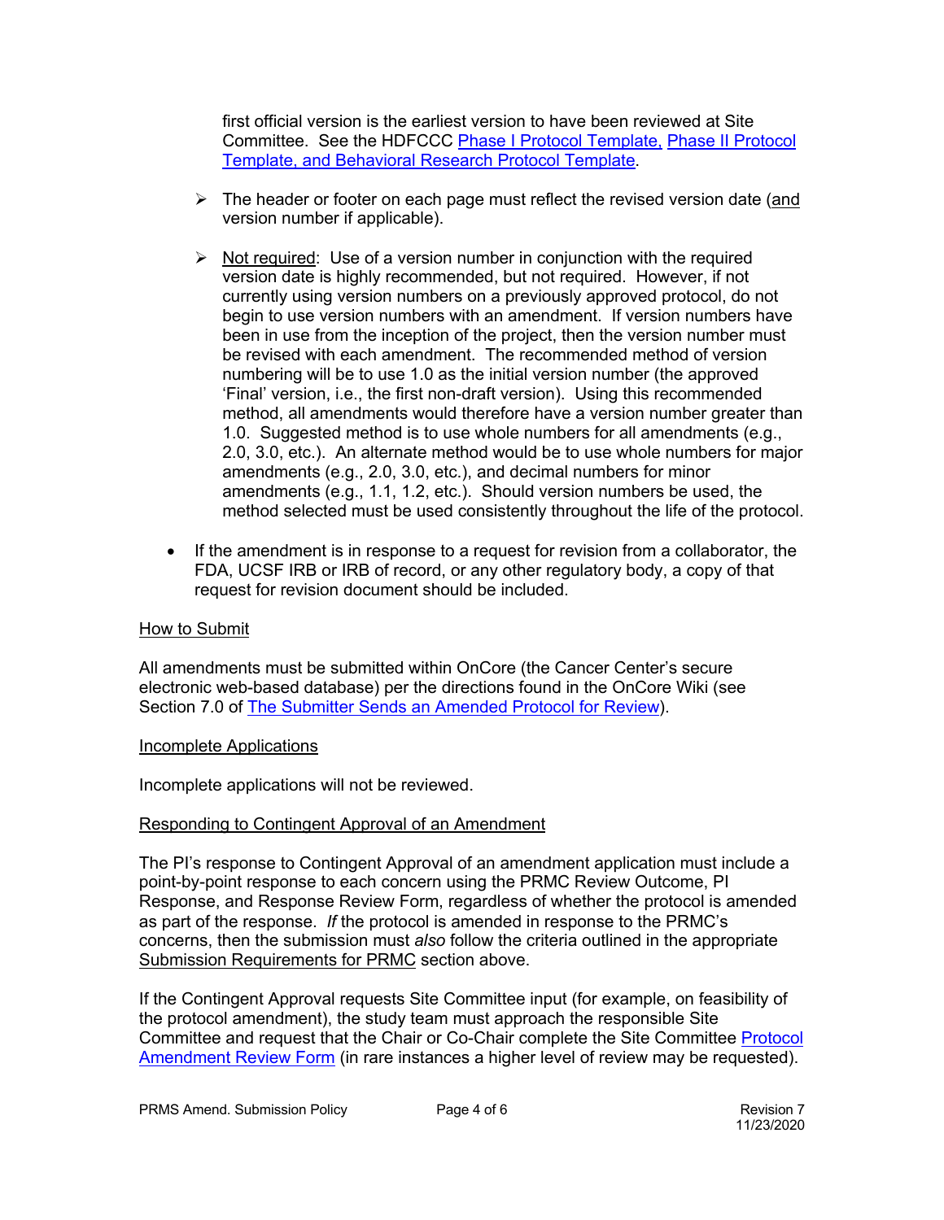first official version is the earliest version to have been reviewed at Site Committee. See the HDFCCC Phase I Protocol Template, Phase II Protocol Template, and Behavioral Research Protocol Template.

- The header or footer on each page must reflect the revised version date (and version number if applicable).

- Not required: Use of a version number in conjunction with the required version date is highly recommended, but not required. However, if not currently using version numbers on a previously approved protocol, do not begin to use version numbers with an amendment. If version numbers have been in use from the inception of the project, then the version number must be revised with each amendment. The recommended method of version numbering will be to use 1.0 as the initial version number (the approved 'Final' version, i.e., the first non-draft version). Using this recommended method, all amendments would therefore have a version number greater than 1.0. Suggested method is to use whole numbers for all amendments (e.g., 2.0, 3.0, etc.). An alternate method would be to use whole numbers for major amendments (e.g., 2.0, 3.0, etc.), and decimal numbers for minor amendments (e.g., 1.1, 1.2, etc.). Should version numbers be used, the method selected must be used consistently throughout the life of the protocol.

- If the amendment is in response to a request for revision from a collaborator, the FDA, UCSF IRB or IRB of record, or any other regulatory body, a copy of that request for revision document should be included.

How to Submit

All amendments must be submitted within OnCore (the Cancer Center's secure electronic web-based database) per the directions found in the OnCore Wiki (see Section 7.0 of The Submitter Sends an Amended Protocol for Review).

Incomplete Applications

Incomplete applications will not be reviewed.

Responding to Contingent Approval of an Amendment

The PI's response to Contingent Approval of an amendment application must include a point-by-point response to each concern using the PRMC Review Outcome, PI Response, and Response Review Form, regardless of whether the protocol is amended as part of the response. *If* the protocol is amended in response to the PRMC's concerns, then the submission must *also* follow the criteria outlined in the appropriate Submission Requirements for PRMC section above.

If the Contingent Approval requests Site Committee input (for example, on feasibility of the protocol amendment), the study team must approach the responsible Site Committee and request that the Chair or Co-Chair complete the Site Committee Protocol Amendment Review Form (in rare instances a higher level of review may be requested).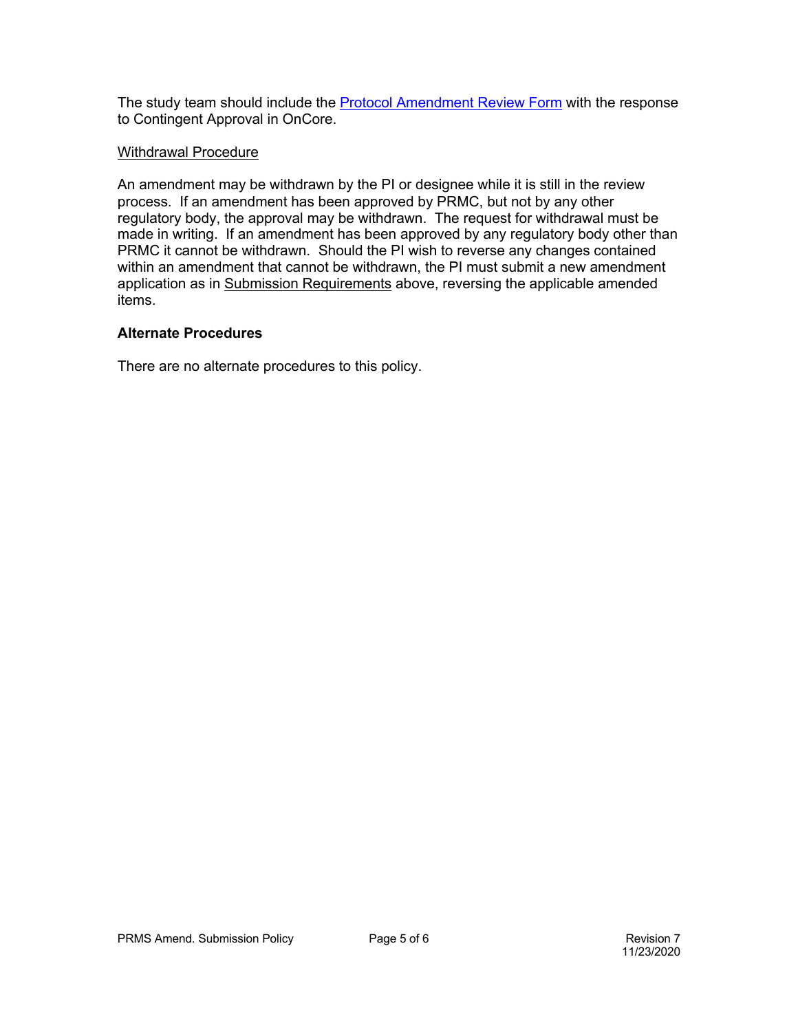The study team should include the [Protocol Amendment Review Form] with the response to Contingent Approval in OnCore.

Withdrawal Procedure

An amendment may be withdrawn by the PI or designee while it is still in the review process. If an amendment has been approved by PRMC, but not by any other regulatory body, the approval may be withdrawn. The request for withdrawal must be made in writing. If an amendment has been approved by any regulatory body other than PRMC it cannot be withdrawn. Should the PI wish to reverse any changes contained within an amendment that cannot be withdrawn, the PI must submit a new amendment application as in Submission Requirements above, reversing the applicable amended items.

**Alternate Procedures**

There are no alternate procedures to this policy.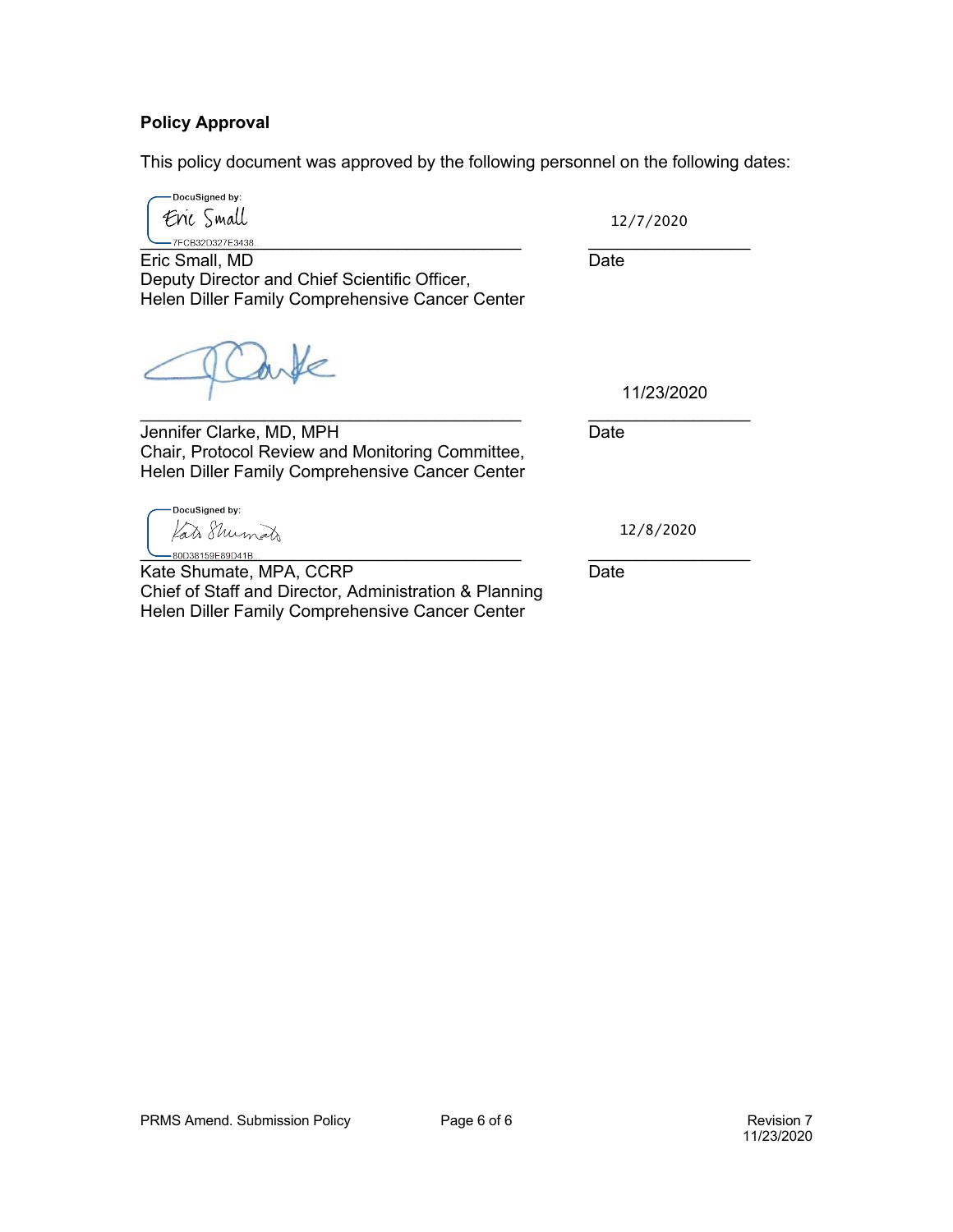**Policy Approval**

This policy document was approved by the following personnel on the following dates:

DocuSigned by:
Eric Small
7FCB32D327E3438...

Eric Small, MD
Deputy Director and Chief Scientific Officer,
Helen Diller Family Comprehensive Cancer Center

Date: 12/7/2020

Jennifer Clarke, MD, MPH
Chair, Protocol Review and Monitoring Committee,
Helen Diller Family Comprehensive Cancer Center

Date: 11/23/2020

DocuSigned by:
Kate Shumate
80D38159E89D41B...

Kate Shumate, MPA, CCRP
Chief of Staff and Director, Administration & Planning
Helen Diller Family Comprehensive Cancer Center

Date: 12/8/2020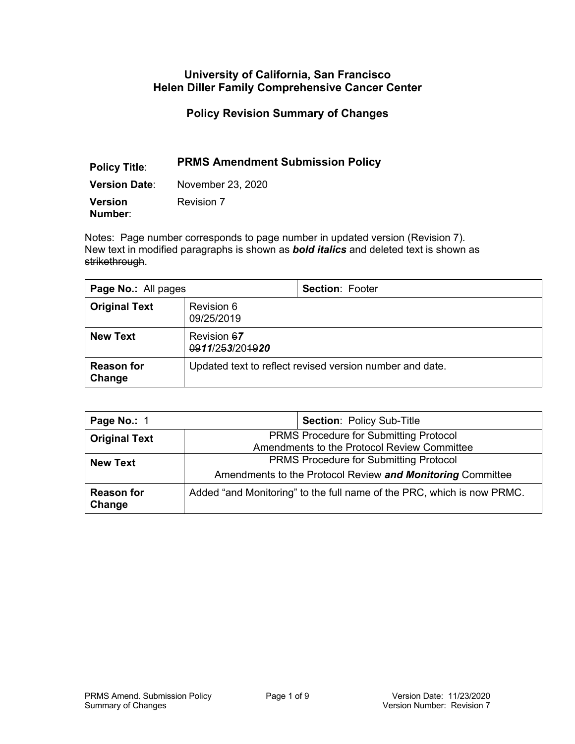# University of California, San Francisco
# Helen Diller Family Comprehensive Cancer Center

## Policy Revision Summary of Changes

**Policy Title**: **PRMS Amendment Submission Policy**

**Version Date**: November 23, 2020

**Version Number**: Revision 7

Notes: Page number corresponds to page number in updated version (Revision 7). New text in modified paragraphs is shown as ***bold italics*** and deleted text is shown as ~~strikethrough~~.

| **Page No.:** All pages | **Section**: Footer |
|---|---|
| **Original Text** | Revision 6<br>09/25/2019 |
| **New Text** | Revision ~~6~~***7***<br>~~09~~***11***/~~25~~***3***/~~2019~~***20*** |
| **Reason for Change** | Updated text to reflect revised version number and date. |

| **Page No.:** 1 | **Section**: Policy Sub-Title |
|---|---|
| **Original Text** | PRMS Procedure for Submitting Protocol Amendments to the Protocol Review Committee |
| **New Text** | PRMS Procedure for Submitting Protocol Amendments to the Protocol Review ***and Monitoring*** Committee |
| **Reason for Change** | Added "and Monitoring" to the full name of the PRC, which is now PRMC. |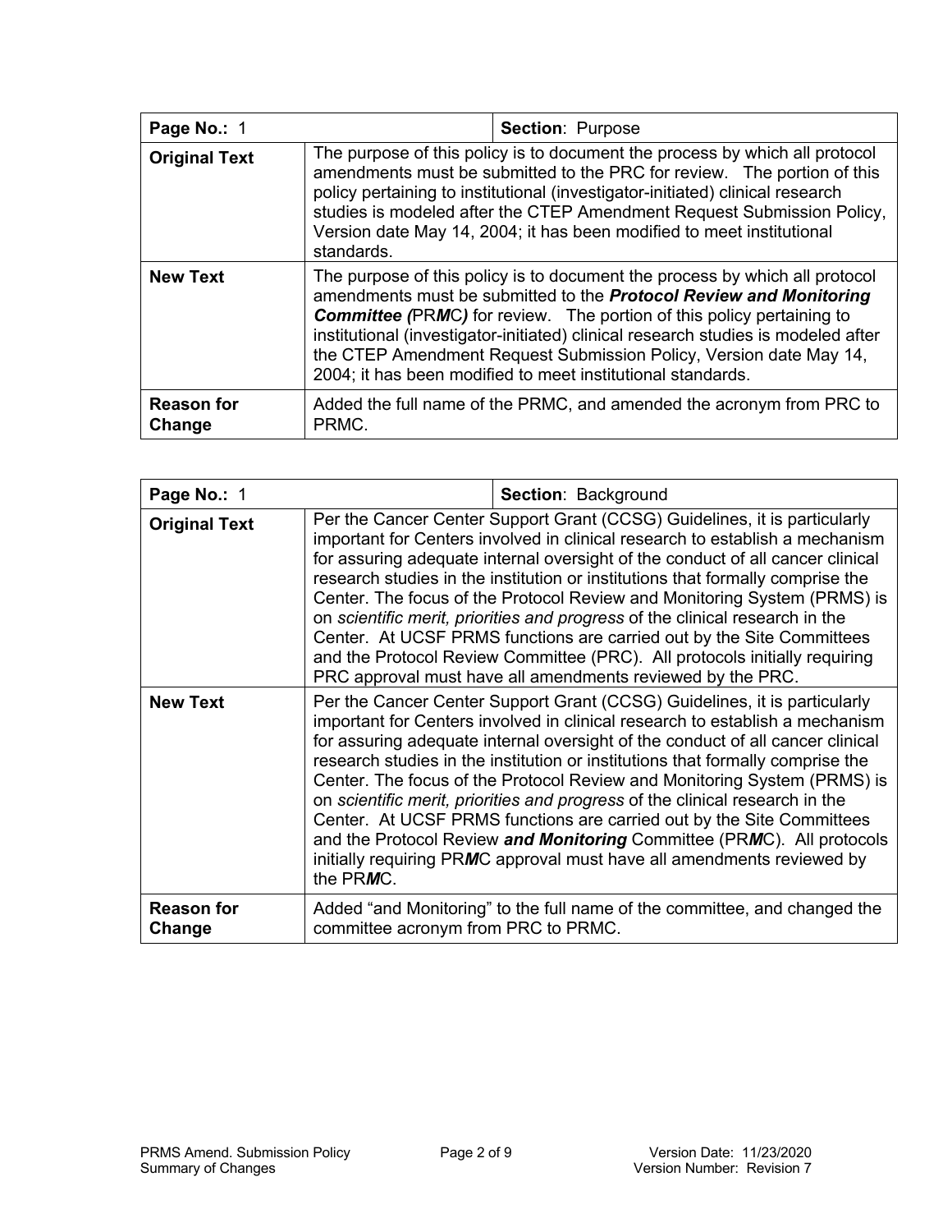| **Page No.:** 1 | **Section**: Purpose |
|---|---|
| **Original Text** | The purpose of this policy is to document the process by which all protocol amendments must be submitted to the PRC for review. The portion of this policy pertaining to institutional (investigator-initiated) clinical research studies is modeled after the CTEP Amendment Request Submission Policy, Version date May 14, 2004; it has been modified to meet institutional standards. |
| **New Text** | The purpose of this policy is to document the process by which all protocol amendments must be submitted to the ***Protocol Review and Monitoring Committee (***PR***M***C***)*** for review. The portion of this policy pertaining to institutional (investigator-initiated) clinical research studies is modeled after the CTEP Amendment Request Submission Policy, Version date May 14, 2004; it has been modified to meet institutional standards. |
| **Reason for Change** | Added the full name of the PRMC, and amended the acronym from PRC to PRMC. |

| **Page No.:** 1 | **Section**: Background |
|---|---|
| **Original Text** | Per the Cancer Center Support Grant (CCSG) Guidelines, it is particularly important for Centers involved in clinical research to establish a mechanism for assuring adequate internal oversight of the conduct of all cancer clinical research studies in the institution or institutions that formally comprise the Center. The focus of the Protocol Review and Monitoring System (PRMS) is on *scientific merit, priorities and progress* of the clinical research in the Center. At UCSF PRMS functions are carried out by the Site Committees and the Protocol Review Committee (PRC). All protocols initially requiring PRC approval must have all amendments reviewed by the PRC. |
| **New Text** | Per the Cancer Center Support Grant (CCSG) Guidelines, it is particularly important for Centers involved in clinical research to establish a mechanism for assuring adequate internal oversight of the conduct of all cancer clinical research studies in the institution or institutions that formally comprise the Center. The focus of the Protocol Review and Monitoring System (PRMS) is on *scientific merit, priorities and progress* of the clinical research in the Center. At UCSF PRMS functions are carried out by the Site Committees and the Protocol Review ***and Monitoring*** Committee (PR***M***C). All protocols initially requiring PR***M***C approval must have all amendments reviewed by the PR***M***C. |
| **Reason for Change** | Added "and Monitoring" to the full name of the committee, and changed the committee acronym from PRC to PRMC. |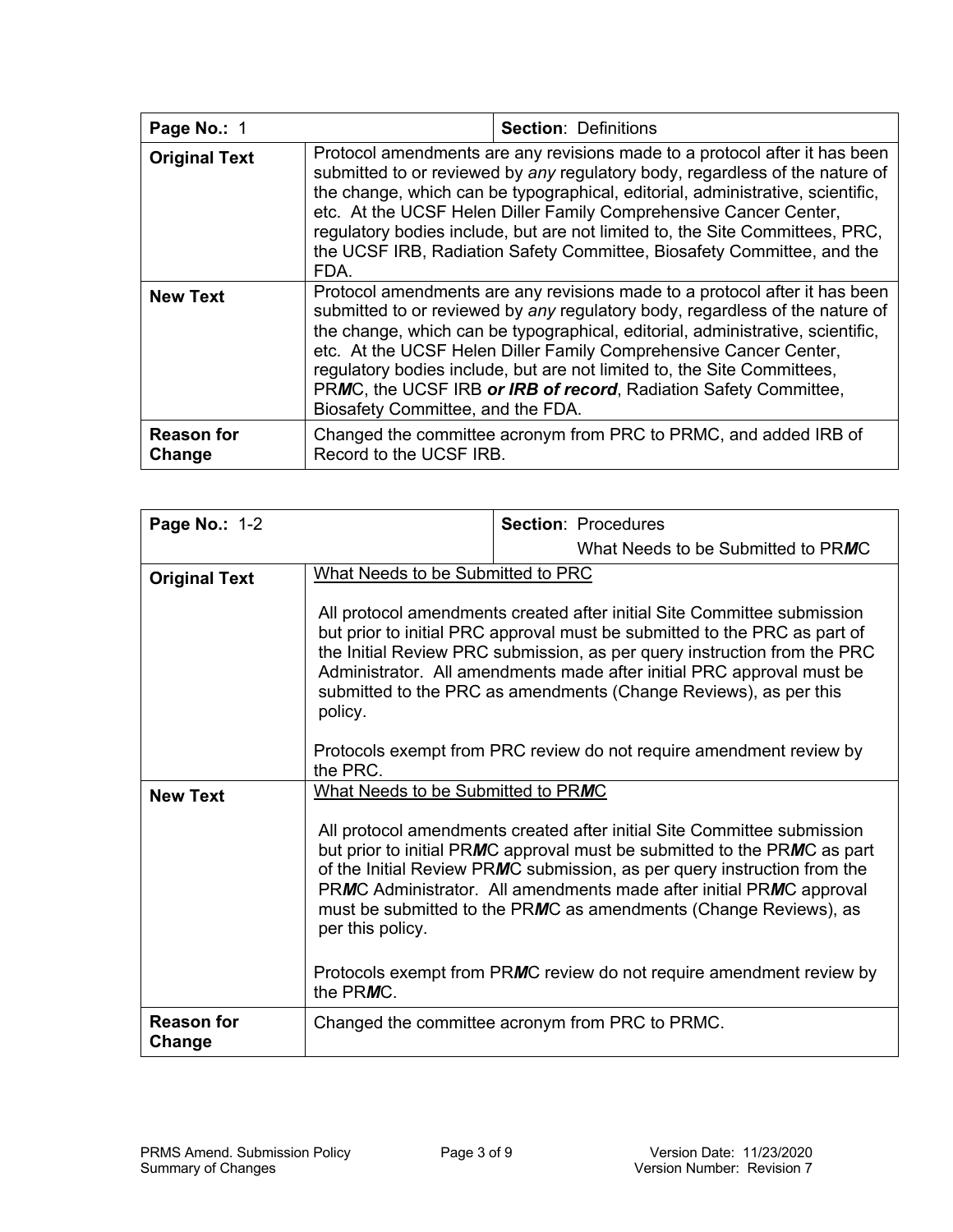| **Page No.:** 1 | | **Section**: Definitions |
|---|---|---|
| **Original Text** | Protocol amendments are any revisions made to a protocol after it has been submitted to or reviewed by *any* regulatory body, regardless of the nature of the change, which can be typographical, editorial, administrative, scientific, etc. At the UCSF Helen Diller Family Comprehensive Cancer Center, regulatory bodies include, but are not limited to, the Site Committees, PRC, the UCSF IRB, Radiation Safety Committee, Biosafety Committee, and the FDA. | |
| **New Text** | Protocol amendments are any revisions made to a protocol after it has been submitted to or reviewed by *any* regulatory body, regardless of the nature of the change, which can be typographical, editorial, administrative, scientific, etc. At the UCSF Helen Diller Family Comprehensive Cancer Center, regulatory bodies include, but are not limited to, the Site Committees, PR***M***C, the UCSF IRB ***or IRB of record***, Radiation Safety Committee, Biosafety Committee, and the FDA. | |
| **Reason for Change** | Changed the committee acronym from PRC to PRMC, and added IRB of Record to the UCSF IRB. | |

| **Page No.:** 1-2 | | **Section**: Procedures<br>What Needs to be Submitted to PR***M***C |
|---|---|---|
| **Original Text** | What Needs to be Submitted to PRC<br><br>All protocol amendments created after initial Site Committee submission but prior to initial PRC approval must be submitted to the PRC as part of the Initial Review PRC submission, as per query instruction from the PRC Administrator. All amendments made after initial PRC approval must be submitted to the PRC as amendments (Change Reviews), as per this policy.<br><br>Protocols exempt from PRC review do not require amendment review by the PRC. | |
| **New Text** | What Needs to be Submitted to PR***M***C<br><br>All protocol amendments created after initial Site Committee submission but prior to initial PR***M***C approval must be submitted to the PR***M***C as part of the Initial Review PR***M***C submission, as per query instruction from the PR***M***C Administrator. All amendments made after initial PR***M***C approval must be submitted to the PR***M***C as amendments (Change Reviews), as per this policy.<br><br>Protocols exempt from PR***M***C review do not require amendment review by the PR***M***C. | |
| **Reason for Change** | Changed the committee acronym from PRC to PRMC. | |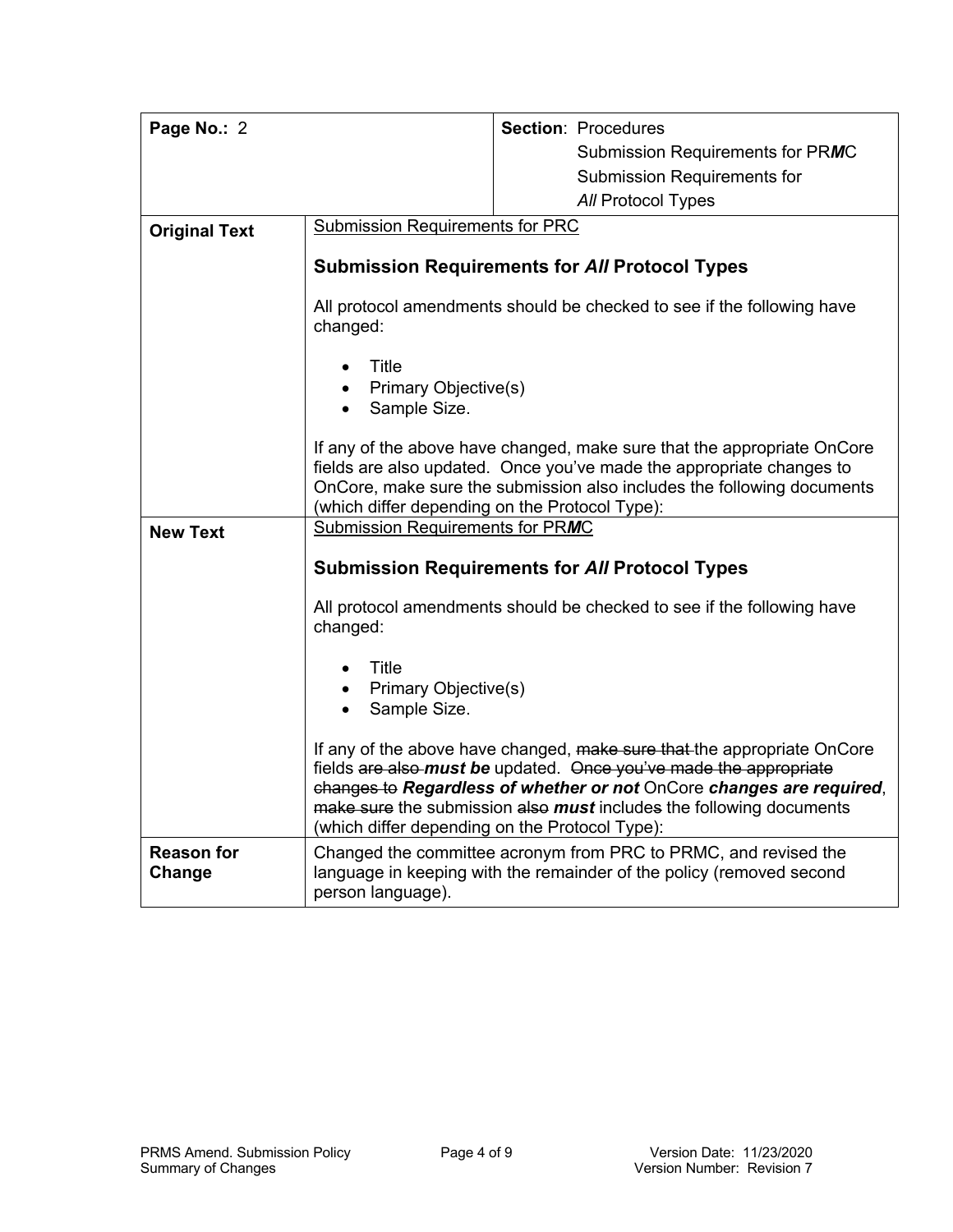| **Page No.:** 2 | | **Section**: Procedures<br>Submission Requirements for PR***M***C<br>Submission Requirements for *All* Protocol Types |
|---|---|---|
| **Original Text** | Submission Requirements for PRC<br><br>**Submission Requirements for *All* Protocol Types**<br><br>All protocol amendments should be checked to see if the following have changed:<br><br>• Title<br>• Primary Objective(s)<br>• Sample Size.<br><br>If any of the above have changed, make sure that the appropriate OnCore fields are also updated. Once you've made the appropriate changes to OnCore, make sure the submission also includes the following documents (which differ depending on the Protocol Type): | |
| **New Text** | Submission Requirements for PR***M***C<br><br>**Submission Requirements for *All* Protocol Types**<br><br>All protocol amendments should be checked to see if the following have changed:<br><br>• Title<br>• Primary Objective(s)<br>• Sample Size.<br><br>If any of the above have changed, ~~make sure that~~ the appropriate OnCore fields ~~are also~~ ***must be*** updated. ~~Once you've made the appropriate changes to~~ ***Regardless of whether or not*** OnCore ***changes are required***, ~~make sure~~ the submission ~~also~~ ***must*** include~~s~~ the following documents (which differ depending on the Protocol Type): | |
| **Reason for Change** | Changed the committee acronym from PRC to PRMC, and revised the language in keeping with the remainder of the policy (removed second person language). | |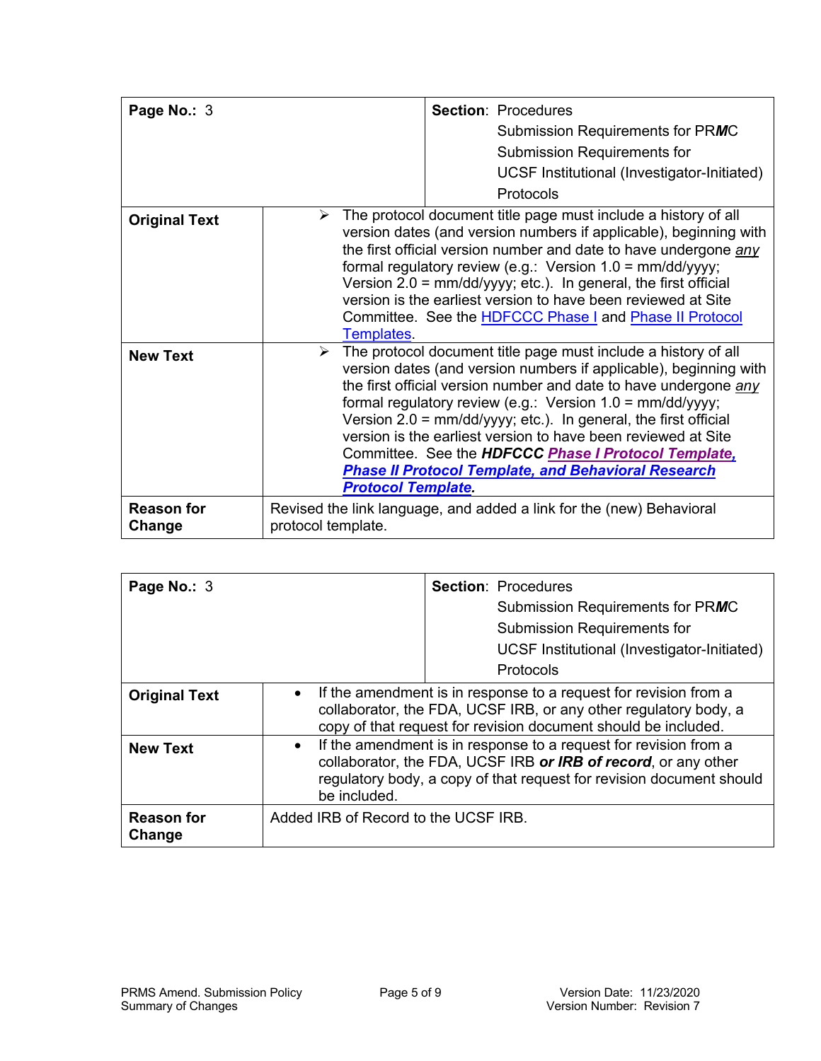| **Page No.:** 3 | **Section**: Procedures<br>Submission Requirements for PR***M***C<br>Submission Requirements for<br>UCSF Institutional (Investigator-Initiated)<br>Protocols |
|---|---|
| **Original Text** | ➢ The protocol document title page must include a history of all version dates (and version numbers if applicable), beginning with the first official version number and date to have undergone *any* formal regulatory review (e.g.: Version 1.0 = mm/dd/yyyy; Version 2.0 = mm/dd/yyyy; etc.). In general, the first official version is the earliest version to have been reviewed at Site Committee. See the HDFCCC Phase I and Phase II Protocol Templates. |
| **New Text** | ➢ The protocol document title page must include a history of all version dates (and version numbers if applicable), beginning with the first official version number and date to have undergone *any* formal regulatory review (e.g.: Version 1.0 = mm/dd/yyyy; Version 2.0 = mm/dd/yyyy; etc.). In general, the first official version is the earliest version to have been reviewed at Site Committee. See the ***HDFCCC Phase I Protocol Template, Phase II Protocol Template, and Behavioral Research Protocol Template.*** |
| **Reason for Change** | Revised the link language, and added a link for the (new) Behavioral protocol template. |

| **Page No.:** 3 | **Section**: Procedures<br>Submission Requirements for PR***M***C<br>Submission Requirements for<br>UCSF Institutional (Investigator-Initiated)<br>Protocols |
|---|---|
| **Original Text** | • If the amendment is in response to a request for revision from a collaborator, the FDA, UCSF IRB, or any other regulatory body, a copy of that request for revision document should be included. |
| **New Text** | • If the amendment is in response to a request for revision from a collaborator, the FDA, UCSF IRB ***or IRB of record***, or any other regulatory body, a copy of that request for revision document should be included. |
| **Reason for Change** | Added IRB of Record to the UCSF IRB. |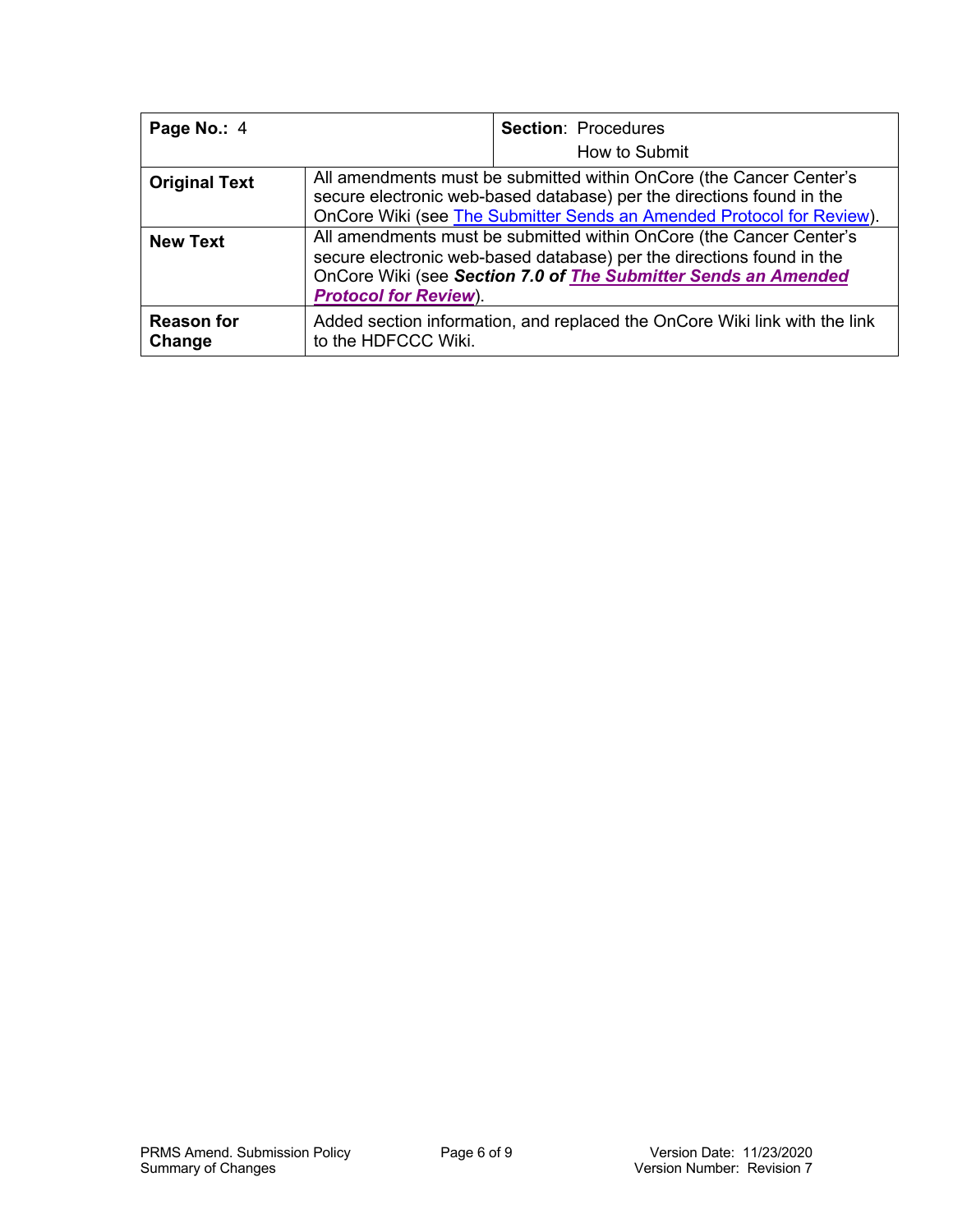| **Page No.:** 4 | | **Section**: Procedures How to Submit |
|---|---|---|
| **Original Text** | All amendments must be submitted within OnCore (the Cancer Center's secure electronic web-based database) per the directions found in the OnCore Wiki (see The Submitter Sends an Amended Protocol for Review). | |
| **New Text** | All amendments must be submitted within OnCore (the Cancer Center's secure electronic web-based database) per the directions found in the OnCore Wiki (see ***Section 7.0 of The Submitter Sends an Amended Protocol for Review***). | |
| **Reason for Change** | Added section information, and replaced the OnCore Wiki link with the link to the HDFCCC Wiki. | |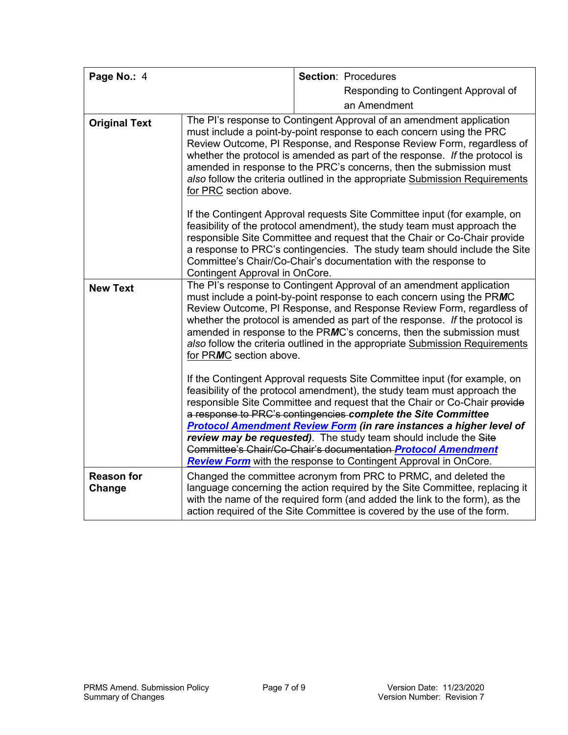| **Page No.:** 4 | **Section**: Procedures<br>Responding to Contingent Approval of an Amendment |
|---|---|
| **Original Text** | The PI's response to Contingent Approval of an amendment application must include a point-by-point response to each concern using the PRC Review Outcome, PI Response, and Response Review Form, regardless of whether the protocol is amended as part of the response. *If* the protocol is amended in response to the PRC's concerns, then the submission must *also* follow the criteria outlined in the appropriate Submission Requirements for PRC section above.<br><br>If the Contingent Approval requests Site Committee input (for example, on feasibility of the protocol amendment), the study team must approach the responsible Site Committee and request that the Chair or Co-Chair provide a response to PRC's contingencies. The study team should include the Site Committee's Chair/Co-Chair's documentation with the response to Contingent Approval in OnCore. |
| **New Text** | The PI's response to Contingent Approval of an amendment application must include a point-by-point response to each concern using the PR***M***C Review Outcome, PI Response, and Response Review Form, regardless of whether the protocol is amended as part of the response. *If* the protocol is amended in response to the PR***M***C's concerns, then the submission must *also* follow the criteria outlined in the appropriate Submission Requirements for PR***M***C section above.<br><br>If the Contingent Approval requests Site Committee input (for example, on feasibility of the protocol amendment), the study team must approach the responsible Site Committee and request that the Chair or Co-Chair ~~provide a response to PRC's contingencies~~ ***complete the Site Committee Protocol Amendment Review Form (in rare instances a higher level of review may be requested)***. The study team should include the ~~Site Committee's Chair/Co-Chair's documentation~~ ***Protocol Amendment Review Form*** with the response to Contingent Approval in OnCore. |
| **Reason for Change** | Changed the committee acronym from PRC to PRMC, and deleted the language concerning the action required by the Site Committee, replacing it with the name of the required form (and added the link to the form), as the action required of the Site Committee is covered by the use of the form. |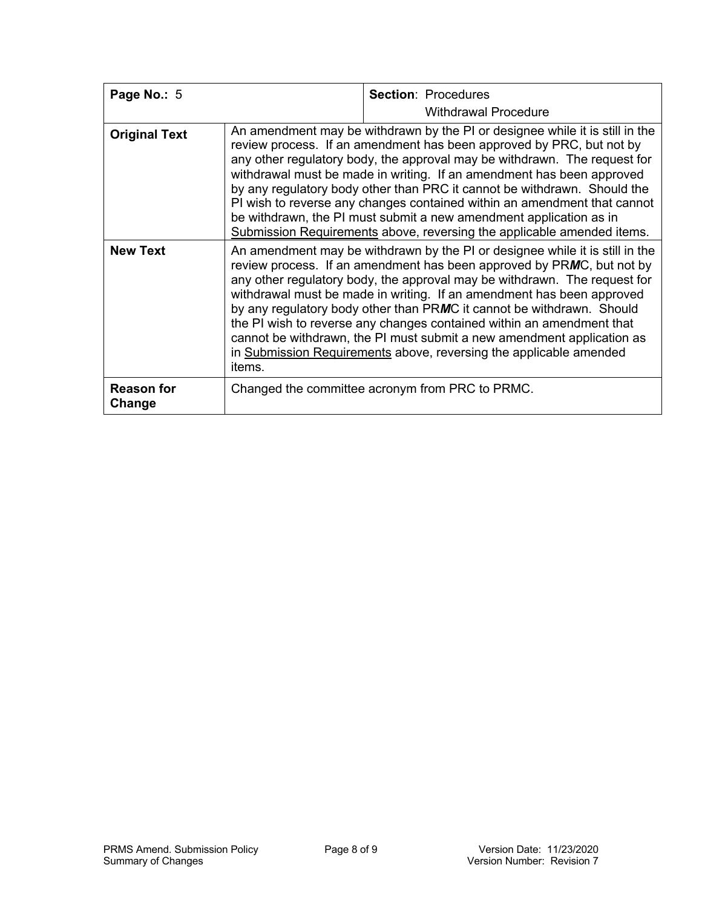| **Page No.:** 5 | **Section**: Procedures<br>Withdrawal Procedure |
|---|---|
| **Original Text** | An amendment may be withdrawn by the PI or designee while it is still in the review process. If an amendment has been approved by PRC, but not by any other regulatory body, the approval may be withdrawn. The request for withdrawal must be made in writing. If an amendment has been approved by any regulatory body other than PRC it cannot be withdrawn. Should the PI wish to reverse any changes contained within an amendment that cannot be withdrawn, the PI must submit a new amendment application as in <u>Submission Requirements</u> above, reversing the applicable amended items. |
| **New Text** | An amendment may be withdrawn by the PI or designee while it is still in the review process. If an amendment has been approved by PR***M***C, but not by any other regulatory body, the approval may be withdrawn. The request for withdrawal must be made in writing. If an amendment has been approved by any regulatory body other than PR***M***C it cannot be withdrawn. Should the PI wish to reverse any changes contained within an amendment that cannot be withdrawn, the PI must submit a new amendment application as in <u>Submission Requirements</u> above, reversing the applicable amended items. |
| **Reason for Change** | Changed the committee acronym from PRC to PRMC. |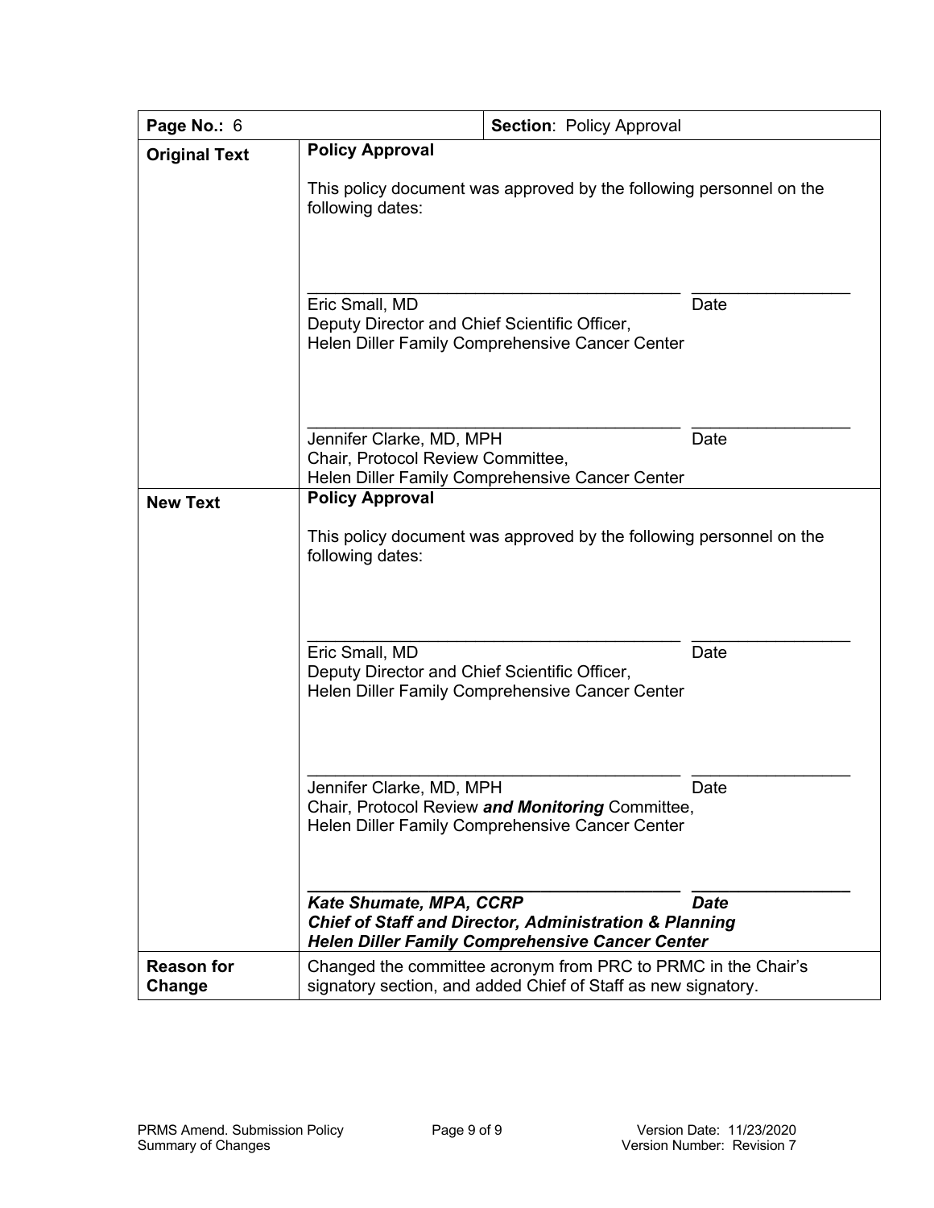| Page No.: 6 | Section: Policy Approval |
| --- | --- |
| **Original Text** | **Policy Approval**<br><br>This policy document was approved by the following personnel on the following dates:<br><br>\_\_\_\_\_\_\_\_\_\_\_\_\_\_\_\_\_\_\_\_\_\_\_\_\_\_\_\_\_\_\_\_\_\_\_\_\_\_\_ \_\_\_\_\_\_\_\_\_\_\_\_\_\_\_\_\_<br>Eric Small, MD Date<br>Deputy Director and Chief Scientific Officer,<br>Helen Diller Family Comprehensive Cancer Center<br><br>\_\_\_\_\_\_\_\_\_\_\_\_\_\_\_\_\_\_\_\_\_\_\_\_\_\_\_\_\_\_\_\_\_\_\_\_\_\_\_ \_\_\_\_\_\_\_\_\_\_\_\_\_\_\_\_\_<br>Jennifer Clarke, MD, MPH Date<br>Chair, Protocol Review Committee,<br>Helen Diller Family Comprehensive Cancer Center |
| **New Text** | **Policy Approval**<br><br>This policy document was approved by the following personnel on the following dates:<br><br>\_\_\_\_\_\_\_\_\_\_\_\_\_\_\_\_\_\_\_\_\_\_\_\_\_\_\_\_\_\_\_\_\_\_\_\_\_\_\_ \_\_\_\_\_\_\_\_\_\_\_\_\_\_\_\_\_<br>Eric Small, MD Date<br>Deputy Director and Chief Scientific Officer,<br>Helen Diller Family Comprehensive Cancer Center<br><br>\_\_\_\_\_\_\_\_\_\_\_\_\_\_\_\_\_\_\_\_\_\_\_\_\_\_\_\_\_\_\_\_\_\_\_\_\_\_\_ \_\_\_\_\_\_\_\_\_\_\_\_\_\_\_\_\_<br>Jennifer Clarke, MD, MPH Date<br>Chair, Protocol Review ***and Monitoring*** Committee,<br>Helen Diller Family Comprehensive Cancer Center<br><br>\_\_\_\_\_\_\_\_\_\_\_\_\_\_\_\_\_\_\_\_\_\_\_\_\_\_\_\_\_\_\_\_\_\_\_\_\_\_\_ \_\_\_\_\_\_\_\_\_\_\_\_\_\_\_\_\_<br>***Kate Shumate, MPA, CCRP Date***<br>***Chief of Staff and Director, Administration & Planning***<br>***Helen Diller Family Comprehensive Cancer Center*** |
| **Reason for Change** | Changed the committee acronym from PRC to PRMC in the Chair's signatory section, and added Chief of Staff as new signatory. |